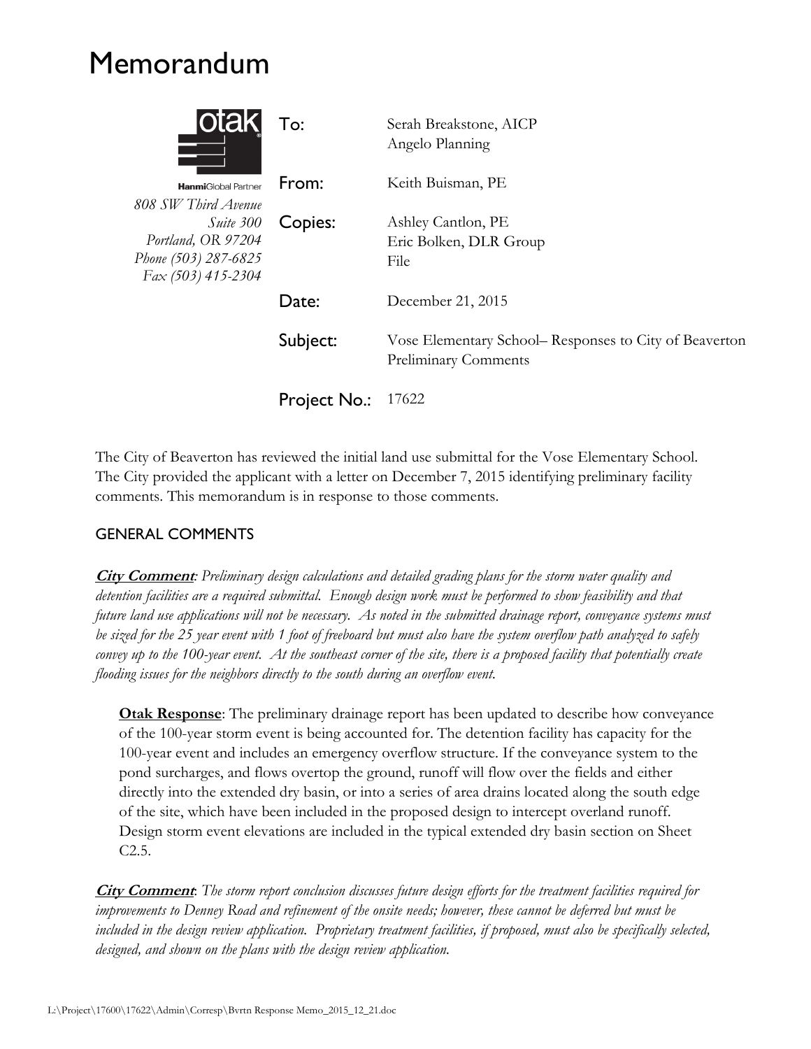# Memorandum

otak

HanmiGlobal Partner

*808 SW Third Avenue*
*Suite 300*
*Portland, OR 97204*
*Phone (503) 287-6825*
*Fax (503) 415-2304*

| | |
|---|---|
| To: | Serah Breakstone, AICP<br>Angelo Planning |
| From: | Keith Buisman, PE |
| Copies: | Ashley Cantlon, PE<br>Eric Bolken, DLR Group<br>File |
| Date: | December 21, 2015 |
| Subject: | Vose Elementary School– Responses to City of Beaverton Preliminary Comments |
| Project No.: | 17622 |

The City of Beaverton has reviewed the initial land use submittal for the Vose Elementary School. The City provided the applicant with a letter on December 7, 2015 identifying preliminary facility comments. This memorandum is in response to those comments.

## GENERAL COMMENTS

***City Comment****: Preliminary design calculations and detailed grading plans for the storm water quality and detention facilities are a required submittal. Enough design work must be performed to show feasibility and that future land use applications will not be necessary. As noted in the submitted drainage report, conveyance systems must be sized for the 25 year event with 1 foot of freeboard but must also have the system overflow path analyzed to safely convey up to the 100-year event. At the southeast corner of the site, there is a proposed facility that potentially create flooding issues for the neighbors directly to the south during an overflow event.*

> **Otak Response**: The preliminary drainage report has been updated to describe how conveyance of the 100-year storm event is being accounted for. The detention facility has capacity for the 100-year event and includes an emergency overflow structure. If the conveyance system to the pond surcharges, and flows overtop the ground, runoff will flow over the fields and either directly into the extended dry basin, or into a series of area drains located along the south edge of the site, which have been included in the proposed design to intercept overland runoff. Design storm event elevations are included in the typical extended dry basin section on Sheet C2.5.

***City Comment****: The storm report conclusion discusses future design efforts for the treatment facilities required for improvements to Denney Road and refinement of the onsite needs; however, these cannot be deferred but must be included in the design review application. Proprietary treatment facilities, if proposed, must also be specifically selected, designed, and shown on the plans with the design review application.*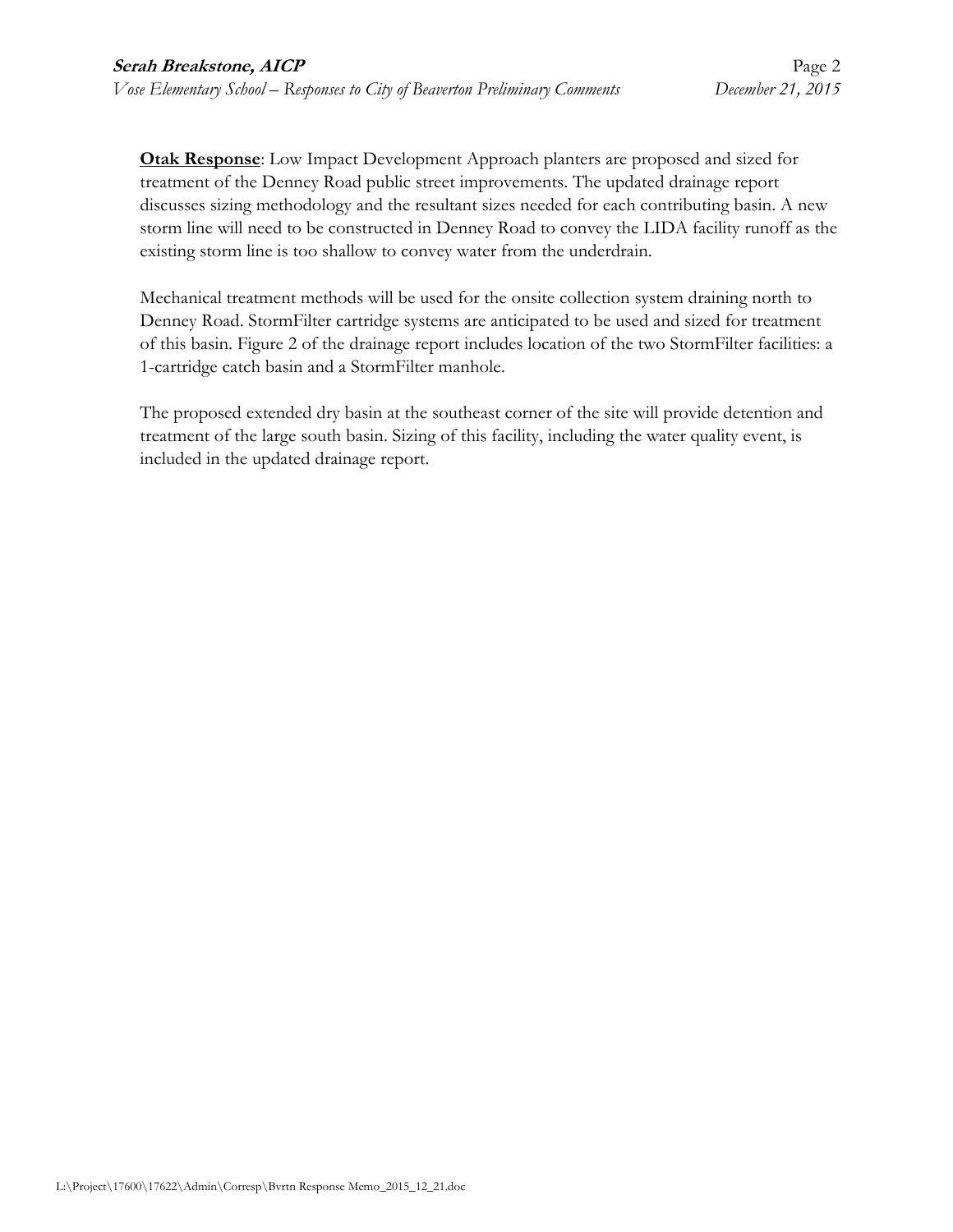**Otak Response**: Low Impact Development Approach planters are proposed and sized for treatment of the Denney Road public street improvements. The updated drainage report discusses sizing methodology and the resultant sizes needed for each contributing basin. A new storm line will need to be constructed in Denney Road to convey the LIDA facility runoff as the existing storm line is too shallow to convey water from the underdrain.

Mechanical treatment methods will be used for the onsite collection system draining north to Denney Road. StormFilter cartridge systems are anticipated to be used and sized for treatment of this basin. Figure 2 of the drainage report includes location of the two StormFilter facilities: a 1-cartridge catch basin and a StormFilter manhole.

The proposed extended dry basin at the southeast corner of the site will provide detention and treatment of the large south basin. Sizing of this facility, including the water quality event, is included in the updated drainage report.